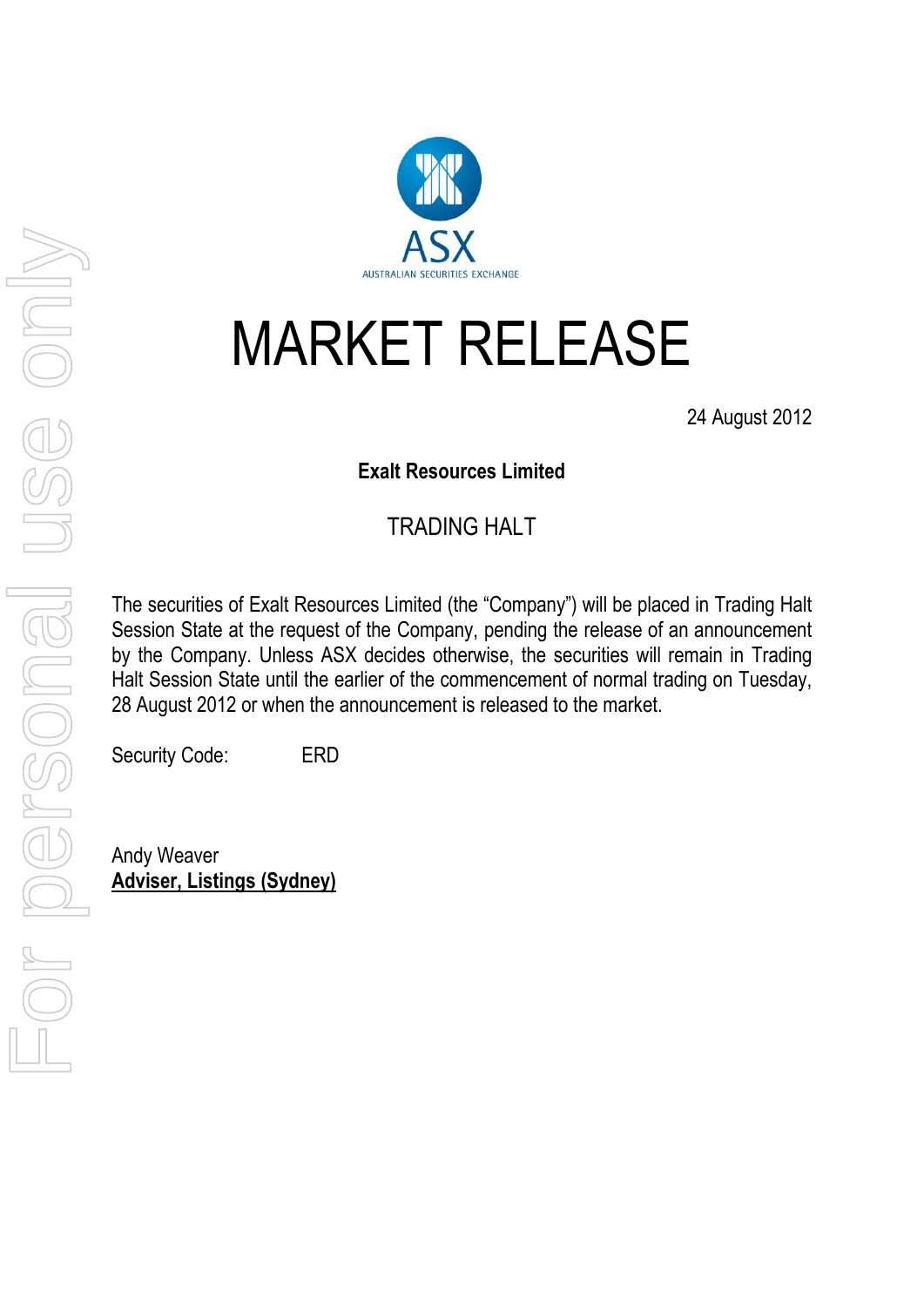ASX
AUSTRALIAN SECURITIES EXCHANGE

# MARKET RELEASE

24 August 2012

**Exalt Resources Limited**

TRADING HALT

The securities of Exalt Resources Limited (the "Company") will be placed in Trading Halt Session State at the request of the Company, pending the release of an announcement by the Company. Unless ASX decides otherwise, the securities will remain in Trading Halt Session State until the earlier of the commencement of normal trading on Tuesday, 28 August 2012 or when the announcement is released to the market.

Security Code: ERD

Andy Weaver
**Adviser, Listings (Sydney)**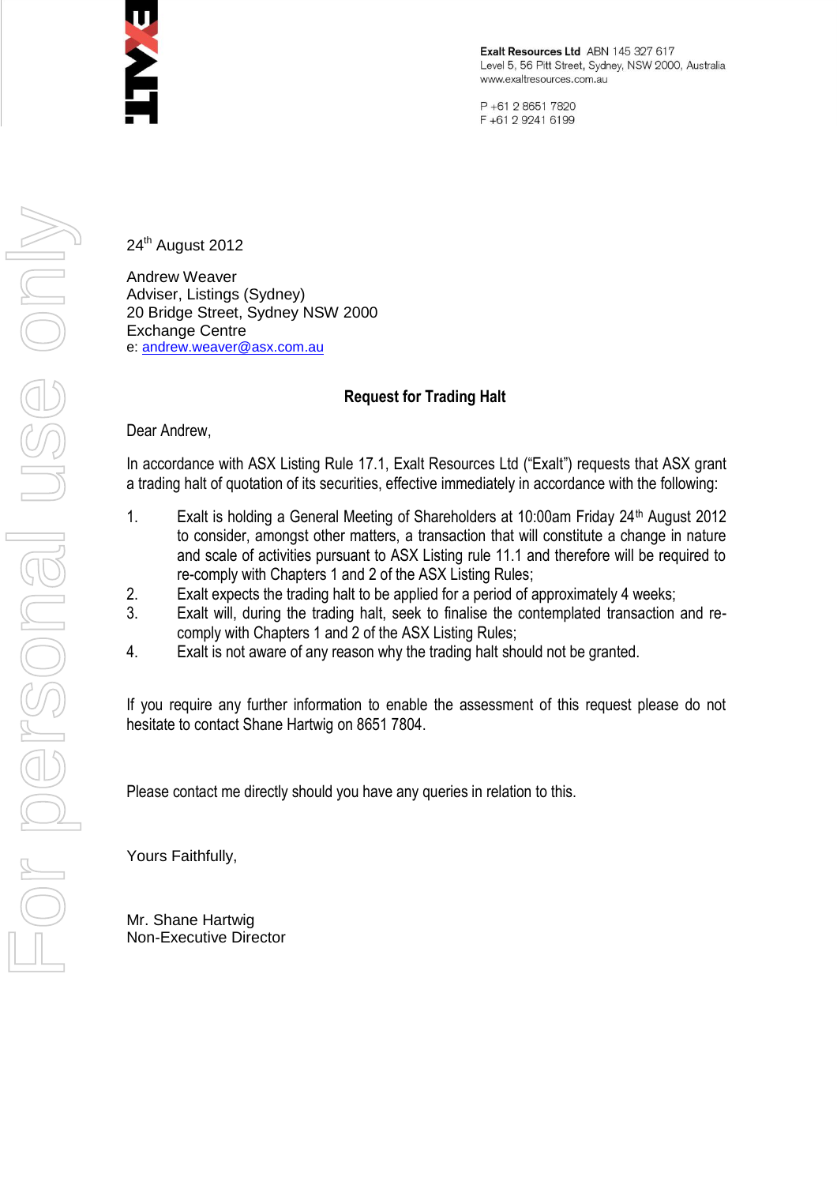**Exalt Resources Ltd** ABN 145 327 617
Level 5, 56 Pitt Street, Sydney, NSW 2000, Australia
www.exaltresources.com.au

P +61 2 8651 7820
F +61 2 9241 6199

24th August 2012

Andrew Weaver
Adviser, Listings (Sydney)
20 Bridge Street, Sydney NSW 2000
Exchange Centre
e: andrew.weaver@asx.com.au

**Request for Trading Halt**

Dear Andrew,

In accordance with ASX Listing Rule 17.1, Exalt Resources Ltd ("Exalt") requests that ASX grant a trading halt of quotation of its securities, effective immediately in accordance with the following:

1. Exalt is holding a General Meeting of Shareholders at 10:00am Friday 24th August 2012 to consider, amongst other matters, a transaction that will constitute a change in nature and scale of activities pursuant to ASX Listing rule 11.1 and therefore will be required to re-comply with Chapters 1 and 2 of the ASX Listing Rules;
2. Exalt expects the trading halt to be applied for a period of approximately 4 weeks;
3. Exalt will, during the trading halt, seek to finalise the contemplated transaction and re-comply with Chapters 1 and 2 of the ASX Listing Rules;
4. Exalt is not aware of any reason why the trading halt should not be granted.

If you require any further information to enable the assessment of this request please do not hesitate to contact Shane Hartwig on 8651 7804.

Please contact me directly should you have any queries in relation to this.

Yours Faithfully,

Mr. Shane Hartwig
Non-Executive Director